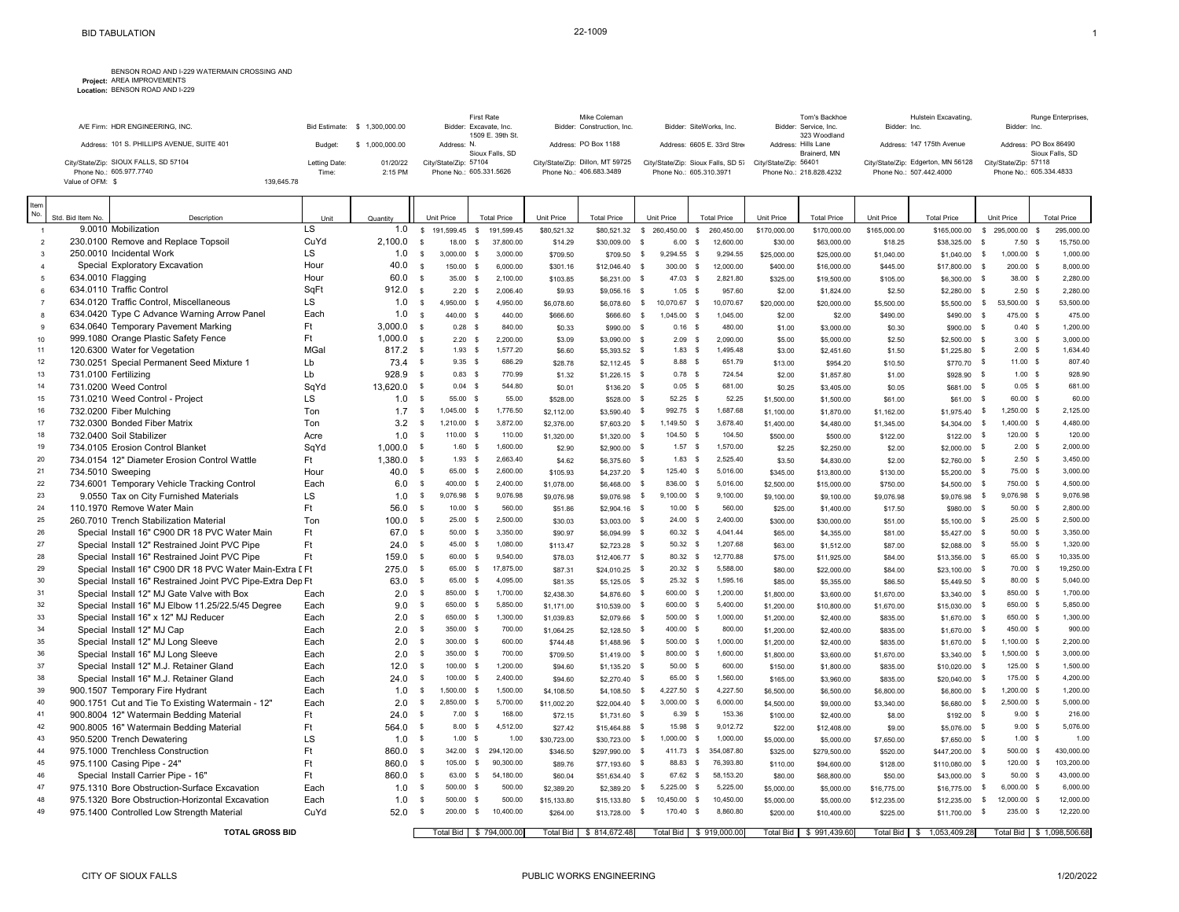# BID TABULATION

22-1009

**Project:** BENSON ROAD AND I-229 WATERMAIN CROSSING AND AREA IMPROVEMENTS
**Location:** BENSON ROAD AND I-229

A/E Firm: HDR ENGINEERING, INC.
Address: 101 S. PHILLIPS AVENUE, SUITE 401
City/State/Zip: SIOUX FALLS, SD 57104
Phone No.: 605.977.7740
Value of OFM: $ 139,645.78

Bid Estimate: $ 1,300,000.00
Budget: $ 1,000,000.00
Letting Date: 01/20/22
Time: 2:15 PM

| | First Rate Excavate, Inc. | Mike Coleman Construction, Inc. | SiteWorks, Inc. | Tom's Backhoe Service, Inc. | Hulstein Excavating, Inc. | Runge Enterprises, Inc. |
|---|---|---|---|---|---|---|
| Address | 1509 E. 39th St. N. | PO Box 1188 | 6605 E. 33rd Stre | 323 Woodland Hills Lane | 147 175th Avenue | PO Box 86490 |
| City/State/Zip | Sioux Falls, SD 57104 | Dillon, MT 59725 | Sioux Falls, SD 57 | Brainerd, MN 56401 | Edgerton, MN 56128 | Sioux Falls, SD 57118 |
| Phone No. | 605.331.5626 | 406.683.3489 | 605.310.3971 | 218.828.4232 | 507.442.4000 | 605.334.4833 |

| Item No. | Std. Bid Item No. | Description | Unit | Quantity | First Rate Unit Price | First Rate Total Price | Mike Coleman Unit Price | Mike Coleman Total Price | SiteWorks Unit Price | SiteWorks Total Price | Tom's Backhoe Unit Price | Tom's Backhoe Total Price | Hulstein Unit Price | Hulstein Total Price | Runge Unit Price | Runge Total Price |
|---|---|---|---|---|---|---|---|---|---|---|---|---|---|---|---|---|
| 1 | 9.0010 | Mobilization | LS | 1.0 | $ 191,599.45 | $ 191,599.45 | $80,521.32 | $80,521.32 | $ 260,450.00 | $ 260,450.00 | $170,000.00 | $170,000.00 | $165,000.00 | $165,000.00 | $ 295,000.00 | $ 295,000.00 |
| 2 | 230.0100 | Remove and Replace Topsoil | CuYd | 2,100.0 | $ 18.00 | $ 37,800.00 | $14.29 | $30,009.00 | $ 6.00 | $ 12,600.00 | $30.00 | $63,000.00 | $18.25 | $38,325.00 | $ 7.50 | $ 15,750.00 |
| 3 | 250.0010 | Incidental Work | LS | 1.0 | $ 3,000.00 | $ 3,000.00 | $709.50 | $709.50 | $ 9,294.55 | $ 9,294.55 | $25,000.00 | $25,000.00 | $1,040.00 | $1,040.00 | $ 1,000.00 | $ 1,000.00 |
| 4 | Special | Exploratory Excavation | Hour | 40.0 | $ 150.00 | $ 6,000.00 | $301.16 | $12,046.40 | $ 300.00 | $ 12,000.00 | $400.00 | $16,000.00 | $445.00 | $17,800.00 | $ 200.00 | $ 8,000.00 |
| 5 | 634.0010 | Flagging | Hour | 60.0 | $ 35.00 | $ 2,100.00 | $103.85 | $6,231.00 | $ 47.03 | $ 2,821.80 | $325.00 | $19,500.00 | $105.00 | $6,300.00 | $ 38.00 | $ 2,280.00 |
| 6 | 634.0110 | Traffic Control | SqFt | 912.0 | $ 2.20 | $ 2,006.40 | $9.93 | $9,056.16 | $ 1.05 | $ 957.60 | $2.00 | $1,824.00 | $2.50 | $2,280.00 | $ 2.50 | $ 2,280.00 |
| 7 | 634.0120 | Traffic Control, Miscellaneous | LS | 1.0 | $ 4,950.00 | $ 4,950.00 | $6,078.60 | $6,078.60 | $ 10,070.67 | $ 10,070.67 | $20,000.00 | $20,000.00 | $5,500.00 | $5,500.00 | $ 53,500.00 | $ 53,500.00 |
| 8 | 634.0420 | Type C Advance Warning Arrow Panel | Each | 1.0 | $ 440.00 | $ 440.00 | $666.60 | $666.60 | $ 1,045.00 | $ 1,045.00 | $2.00 | $2.00 | $490.00 | $490.00 | $ 475.00 | $ 475.00 |
| 9 | 634.0640 | Temporary Pavement Marking | Ft | 3,000.0 | $ 0.28 | $ 840.00 | $0.33 | $990.00 | $ 0.16 | $ 480.00 | $1.00 | $3,000.00 | $0.30 | $900.00 | $ 0.40 | $ 1,200.00 |
| 10 | 999.1080 | Orange Plastic Safety Fence | Ft | 1,000.0 | $ 2.20 | $ 2,200.00 | $3.09 | $3,090.00 | $ 2.09 | $ 2,090.00 | $5.00 | $5,000.00 | $2.50 | $2,500.00 | $ 3.00 | $ 3,000.00 |
| 11 | 120.6300 | Water for Vegetation | MGal | 817.2 | $ 1.93 | $ 1,577.20 | $6.60 | $5,393.52 | $ 1.83 | $ 1,495.48 | $3.00 | $2,451.60 | $1.50 | $1,225.80 | $ 2.00 | $ 1,634.40 |
| 12 | 730.0251 | Special Permanent Seed Mixture 1 | Lb | 73.4 | $ 9.35 | $ 686.29 | $28.78 | $2,112.45 | $ 8.88 | $ 651.79 | $13.00 | $954.20 | $10.50 | $770.70 | $ 11.00 | $ 807.40 |
| 13 | 731.0100 | Fertilizing | Lb | 928.9 | $ 0.83 | $ 770.99 | $1.32 | $1,226.15 | $ 0.78 | $ 724.54 | $2.00 | $1,857.80 | $1.00 | $928.90 | $ 1.00 | $ 928.90 |
| 14 | 731.0200 | Weed Control | SqYd | 13,620.0 | $ 0.04 | $ 544.80 | $0.01 | $136.20 | $ 0.05 | $ 681.00 | $0.25 | $3,405.00 | $0.05 | $681.00 | $ 0.05 | $ 681.00 |
| 15 | 731.0210 | Weed Control - Project | LS | 1.0 | $ 55.00 | $ 55.00 | $528.00 | $528.00 | $ 52.25 | $ 52.25 | $1,500.00 | $1,500.00 | $61.00 | $61.00 | $ 60.00 | $ 60.00 |
| 16 | 732.0200 | Fiber Mulching | Ton | 1.7 | $ 1,045.00 | $ 1,776.50 | $2,112.00 | $3,590.40 | $ 992.75 | $ 1,687.68 | $1,100.00 | $1,870.00 | $1,162.00 | $1,975.40 | $ 1,250.00 | $ 2,125.00 |
| 17 | 732.0300 | Bonded Fiber Matrix | Ton | 3.2 | $ 1,210.00 | $ 3,872.00 | $2,376.00 | $7,603.20 | $ 1,149.50 | $ 3,678.40 | $1,400.00 | $4,480.00 | $1,345.00 | $4,304.00 | $ 1,400.00 | $ 4,480.00 |
| 18 | 732.0400 | Soil Stabilizer | Acre | 1.0 | $ 110.00 | $ 110.00 | $1,320.00 | $1,320.00 | $ 104.50 | $ 104.50 | $500.00 | $500.00 | $122.00 | $122.00 | $ 120.00 | $ 120.00 |
| 19 | 734.0105 | Erosion Control Blanket | SqYd | 1,000.0 | $ 1.60 | $ 1,600.00 | $2.90 | $2,900.00 | $ 1.57 | $ 1,570.00 | $2.25 | $2,250.00 | $2.00 | $2,000.00 | $ 2.00 | $ 2,000.00 |
| 20 | 734.0154 | 12" Diameter Erosion Control Wattle | Ft | 1,380.0 | $ 1.93 | $ 2,663.40 | $4.62 | $6,375.60 | $ 1.83 | $ 2,525.40 | $3.50 | $4,830.00 | $2.00 | $2,760.00 | $ 2.50 | $ 3,450.00 |
| 21 | 734.5010 | Sweeping | Hour | 40.0 | $ 65.00 | $ 2,600.00 | $105.93 | $4,237.20 | $ 125.40 | $ 5,016.00 | $345.00 | $13,800.00 | $130.00 | $5,200.00 | $ 75.00 | $ 3,000.00 |
| 22 | 734.6001 | Temporary Vehicle Tracking Control | Each | 6.0 | $ 400.00 | $ 2,400.00 | $1,078.00 | $6,468.00 | $ 836.00 | $ 5,016.00 | $2,500.00 | $15,000.00 | $750.00 | $4,500.00 | $ 750.00 | $ 4,500.00 |
| 23 | 9.0550 | Tax on City Furnished Materials | LS | 1.0 | $ 9,076.98 | $ 9,076.98 | $9,076.98 | $9,076.98 | $ 9,100.00 | $ 9,100.00 | $9,100.00 | $9,100.00 | $9,076.98 | $9,076.98 | $ 9,076.98 | $ 9,076.98 |
| 24 | 110.1970 | Remove Water Main | Ft | 56.0 | $ 10.00 | $ 560.00 | $51.86 | $2,904.16 | $ 10.00 | $ 560.00 | $25.00 | $1,400.00 | $17.50 | $980.00 | $ 50.00 | $ 2,800.00 |
| 25 | 260.7010 | Trench Stabilization Material | Ton | 100.0 | $ 25.00 | $ 2,500.00 | $30.03 | $3,003.00 | $ 24.00 | $ 2,400.00 | $300.00 | $30,000.00 | $51.00 | $5,100.00 | $ 25.00 | $ 2,500.00 |
| 26 | Special | Install 16" C900 DR 18 PVC Water Main | Ft | 67.0 | $ 50.00 | $ 3,350.00 | $90.97 | $6,094.99 | $ 60.32 | $ 4,041.44 | $65.00 | $4,355.00 | $81.00 | $5,427.00 | $ 50.00 | $ 3,350.00 |
| 27 | Special | Install 12" Restrained Joint PVC Pipe | Ft | 24.0 | $ 45.00 | $ 1,080.00 | $113.47 | $2,723.28 | $ 50.32 | $ 1,207.68 | $63.00 | $1,512.00 | $87.00 | $2,088.00 | $ 55.00 | $ 1,320.00 |
| 28 | Special | Install 16" Restrained Joint PVC Pipe | Ft | 159.0 | $ 60.00 | $ 9,540.00 | $78.03 | $12,406.77 | $ 80.32 | $ 12,770.88 | $75.00 | $11,925.00 | $84.00 | $13,356.00 | $ 65.00 | $ 10,335.00 |
| 29 | Special | Install 16" C900 DR 18 PVC Water Main-Extra D | Ft | 275.0 | $ 65.00 | $ 17,875.00 | $87.31 | $24,010.25 | $ 20.32 | $ 5,588.00 | $80.00 | $22,000.00 | $84.00 | $23,100.00 | $ 70.00 | $ 19,250.00 |
| 30 | Special | Install 16" Restrained Joint PVC Pipe-Extra Dep | Ft | 63.0 | $ 65.00 | $ 4,095.00 | $81.35 | $5,125.05 | $ 25.32 | $ 1,595.16 | $85.00 | $5,355.00 | $86.50 | $5,449.50 | $ 80.00 | $ 5,040.00 |
| 31 | Special | Install 12" MJ Gate Valve with Box | Each | 2.0 | $ 850.00 | $ 1,700.00 | $2,438.30 | $4,876.60 | $ 600.00 | $ 1,200.00 | $1,800.00 | $3,600.00 | $1,670.00 | $3,340.00 | $ 850.00 | $ 1,700.00 |
| 32 | Special | Install 16" MJ Elbow 11.25/22.5/45 Degree | Each | 9.0 | $ 650.00 | $ 5,850.00 | $1,171.00 | $10,539.00 | $ 600.00 | $ 5,400.00 | $1,200.00 | $10,800.00 | $1,670.00 | $15,030.00 | $ 650.00 | $ 5,850.00 |
| 33 | Special | Install 16" x 12" MJ Reducer | Each | 2.0 | $ 650.00 | $ 1,300.00 | $1,039.83 | $2,079.66 | $ 500.00 | $ 1,000.00 | $1,200.00 | $2,400.00 | $835.00 | $1,670.00 | $ 650.00 | $ 1,300.00 |
| 34 | Special | Install 12" MJ Cap | Each | 2.0 | $ 350.00 | $ 700.00 | $1,064.25 | $2,128.50 | $ 400.00 | $ 800.00 | $1,200.00 | $2,400.00 | $835.00 | $1,670.00 | $ 450.00 | $ 900.00 |
| 35 | Special | Install 12" MJ Long Sleeve | Each | 2.0 | $ 300.00 | $ 600.00 | $744.48 | $1,488.96 | $ 500.00 | $ 1,000.00 | $1,200.00 | $2,400.00 | $835.00 | $1,670.00 | $ 1,100.00 | $ 2,200.00 |
| 36 | Special | Install 16" MJ Long Sleeve | Each | 2.0 | $ 350.00 | $ 700.00 | $709.50 | $1,419.00 | $ 800.00 | $ 1,600.00 | $1,800.00 | $3,600.00 | $1,670.00 | $3,340.00 | $ 1,500.00 | $ 3,000.00 |
| 37 | Special | Install 12" M.J. Retainer Gland | Each | 12.0 | $ 100.00 | $ 1,200.00 | $94.60 | $1,135.20 | $ 50.00 | $ 600.00 | $150.00 | $1,800.00 | $835.00 | $10,020.00 | $ 125.00 | $ 1,500.00 |
| 38 | Special | Install 16" M.J. Retainer Gland | Each | 24.0 | $ 100.00 | $ 2,400.00 | $94.60 | $2,270.40 | $ 65.00 | $ 1,560.00 | $165.00 | $3,960.00 | $835.00 | $20,040.00 | $ 175.00 | $ 4,200.00 |
| 39 | 900.1507 | Temporary Fire Hydrant | Each | 1.0 | $ 1,500.00 | $ 1,500.00 | $4,108.50 | $4,108.50 | $ 4,227.50 | $ 4,227.50 | $6,500.00 | $6,500.00 | $6,800.00 | $6,800.00 | $ 1,200.00 | $ 1,200.00 |
| 40 | 900.1751 | Cut and Tie To Existing Watermain - 12" | Each | 2.0 | $ 2,850.00 | $ 5,700.00 | $11,002.20 | $22,004.40 | $ 3,000.00 | $ 6,000.00 | $4,500.00 | $9,000.00 | $3,340.00 | $6,680.00 | $ 2,500.00 | $ 5,000.00 |
| 41 | 900.8004 | 12" Watermain Bedding Material | Ft | 24.0 | $ 7.00 | $ 168.00 | $72.15 | $1,731.60 | $ 6.39 | $ 153.36 | $100.00 | $2,400.00 | $8.00 | $192.00 | $ 9.00 | $ 216.00 |
| 42 | 900.8005 | 16" Watermain Bedding Material | Ft | 564.0 | $ 8.00 | $ 4,512.00 | $27.42 | $15,464.88 | $ 15.98 | $ 9,012.72 | $22.00 | $12,408.00 | $9.00 | $5,076.00 | $ 9.00 | $ 5,076.00 |
| 43 | 950.5200 | Trench Dewatering | LS | 1.0 | $ 1.00 | $ 1.00 | $30,723.00 | $30,723.00 | $ 1,000.00 | $ 1,000.00 | $5,000.00 | $5,000.00 | $7,650.00 | $7,650.00 | $ 1.00 | $ 1.00 |
| 44 | 975.1000 | Trenchless Construction | Ft | 860.0 | $ 342.00 | $ 294,120.00 | $346.50 | $297,990.00 | $ 411.73 | $ 354,087.80 | $325.00 | $279,500.00 | $520.00 | $447,200.00 | $ 500.00 | $ 430,000.00 |
| 45 | 975.1100 | Casing Pipe - 24" | Ft | 860.0 | $ 105.00 | $ 90,300.00 | $89.76 | $77,193.60 | $ 88.83 | $ 76,393.80 | $110.00 | $94,600.00 | $128.00 | $110,080.00 | $ 120.00 | $ 103,200.00 |
| 46 | Special | Install Carrier Pipe - 16" | Ft | 860.0 | $ 63.00 | $ 54,180.00 | $60.04 | $51,634.40 | $ 67.62 | $ 58,153.20 | $80.00 | $68,800.00 | $50.00 | $43,000.00 | $ 50.00 | $ 43,000.00 |
| 47 | 975.1310 | Bore Obstruction-Surface Excavation | Each | 1.0 | $ 500.00 | $ 500.00 | $2,389.20 | $2,389.20 | $ 5,225.00 | $ 5,225.00 | $5,000.00 | $5,000.00 | $16,775.00 | $16,775.00 | $ 6,000.00 | $ 6,000.00 |
| 48 | 975.1320 | Bore Obstruction-Horizontal Excavation | Each | 1.0 | $ 500.00 | $ 500.00 | $15,133.80 | $15,133.80 | $ 10,450.00 | $ 10,450.00 | $5,000.00 | $5,000.00 | $12,235.00 | $12,235.00 | $ 12,000.00 | $ 12,000.00 |
| 49 | 975.1400 | Controlled Low Strength Material | CuYd | 52.0 | $ 200.00 | $ 10,400.00 | $264.00 | $13,728.00 | $ 170.40 | $ 8,860.80 | $200.00 | $10,400.00 | $225.00 | $11,700.00 | $ 235.00 | $ 12,220.00 |
| | | **TOTAL GROSS BID** | | | Total Bid | $ 794,000.00 | Total Bid | $ 814,672.48 | Total Bid | $ 919,000.00 | Total Bid | $ 991,439.60 | Total Bid | $ 1,053,409.28 | Total Bid | $ 1,098,506.68 |

CITY OF SIOUX FALLS — PUBLIC WORKS ENGINEERING — 1/20/2022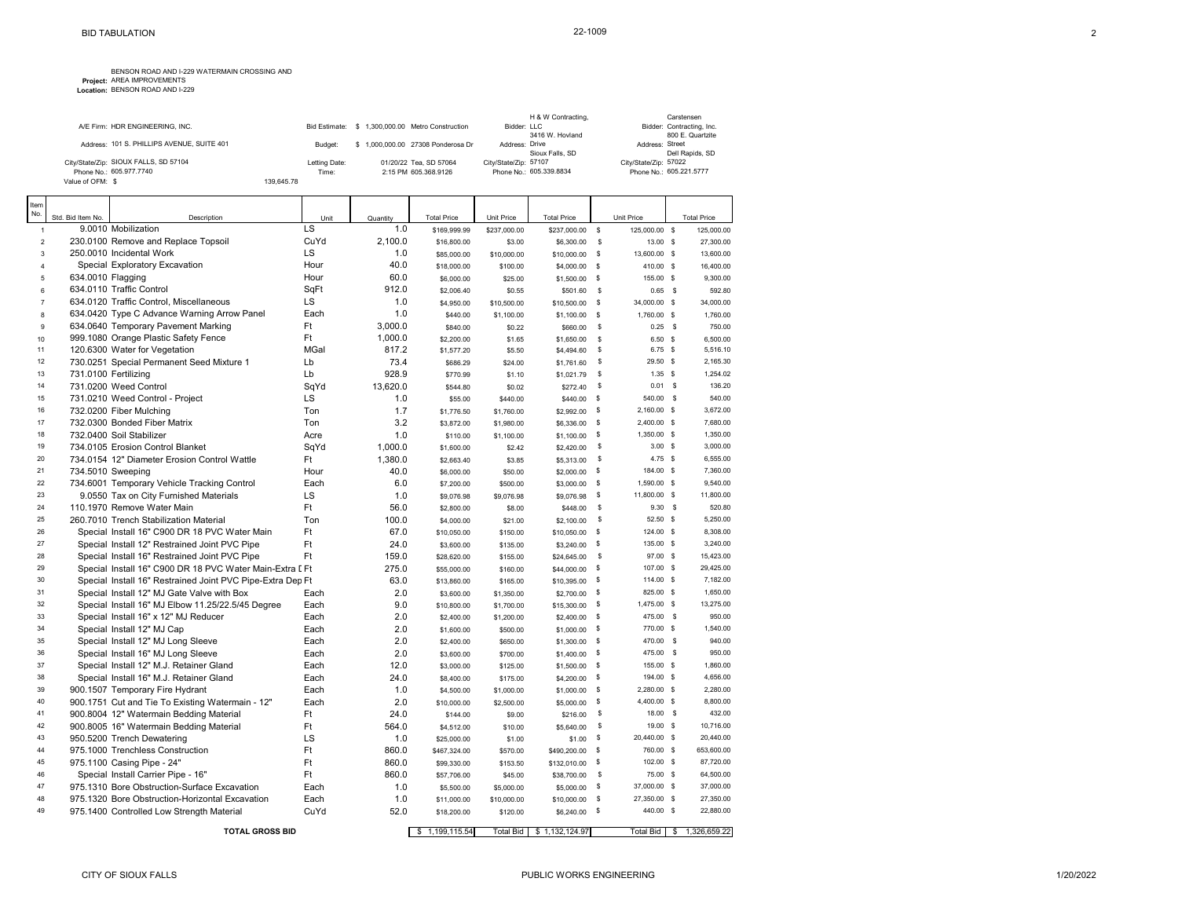# BID TABULATION

22-1009

**Project:** BENSON ROAD AND I-229 WATERMAIN CROSSING AND AREA IMPROVEMENTS
**Location:** BENSON ROAD AND I-229

A/E Firm: HDR ENGINEERING, INC.
Address: 101 S. PHILLIPS AVENUE, SUITE 401
City/State/Zip: SIOUX FALLS, SD 57104
Phone No.: 605.977.7740
Value of OFM: $ 139,645.78

Bid Estimate: $ 1,300,000.00
Budget: $ 1,000,000.00
Letting Date: 01/20/22
Time: 2:15 PM

Metro Construction
27308 Ponderosa Dr
Tea, SD 57064
605.368.9126

Bidder: H & W Contracting, LLC
Address: 3416 W. Hovland Drive
City/State/Zip: Sioux Falls, SD 57107
Phone No.: 605.339.8834

Bidder: Carstensen Contracting, Inc.
Address: 800 E. Quartzite Street
City/State/Zip: Dell Rapids, SD 57022
Phone No.: 605.221.5777

| Item No. | Std. Bid Item No. | Description | Unit | Quantity | Total Price | Unit Price | Total Price | Unit Price | Total Price |
|---|---|---|---|---|---|---|---|---|---|
| 1 | 9.0010 | Mobilization | LS | 1.0 | $169,999.99 | $237,000.00 | $237,000.00 | $ 125,000.00 | $ 125,000.00 |
| 2 | 230.0100 | Remove and Replace Topsoil | CuYd | 2,100.0 | $16,800.00 | $3.00 | $6,300.00 | $ 13.00 | $ 27,300.00 |
| 3 | 250.0010 | Incidental Work | LS | 1.0 | $85,000.00 | $10,000.00 | $10,000.00 | $ 13,600.00 | $ 13,600.00 |
| 4 | Special | Exploratory Excavation | Hour | 40.0 | $18,000.00 | $100.00 | $4,000.00 | $ 410.00 | $ 16,400.00 |
| 5 | 634.0010 | Flagging | Hour | 60.0 | $6,000.00 | $25.00 | $1,500.00 | $ 155.00 | $ 9,300.00 |
| 6 | 634.0110 | Traffic Control | SqFt | 912.0 | $2,006.40 | $0.55 | $501.60 | $ 0.65 | $ 592.80 |
| 7 | 634.0120 | Traffic Control, Miscellaneous | LS | 1.0 | $4,950.00 | $10,500.00 | $10,500.00 | $ 34,000.00 | $ 34,000.00 |
| 8 | 634.0420 | Type C Advance Warning Arrow Panel | Each | 1.0 | $440.00 | $1,100.00 | $1,100.00 | $ 1,760.00 | $ 1,760.00 |
| 9 | 634.0640 | Temporary Pavement Marking | Ft | 3,000.0 | $840.00 | $0.22 | $660.00 | $ 0.25 | $ 750.00 |
| 10 | 999.1080 | Orange Plastic Safety Fence | Ft | 1,000.0 | $2,200.00 | $1.65 | $1,650.00 | $ 6.50 | $ 6,500.00 |
| 11 | 120.6300 | Water for Vegetation | MGal | 817.2 | $1,577.20 | $5.50 | $4,494.60 | $ 6.75 | $ 5,516.10 |
| 12 | 730.0251 | Special Permanent Seed Mixture 1 | Lb | 73.4 | $686.29 | $24.00 | $1,761.60 | $ 29.50 | $ 2,165.30 |
| 13 | 731.0100 | Fertilizing | Lb | 928.9 | $770.99 | $1.10 | $1,021.79 | $ 1.35 | $ 1,254.02 |
| 14 | 731.0200 | Weed Control | SqYd | 13,620.0 | $544.80 | $0.02 | $272.40 | $ 0.01 | $ 136.20 |
| 15 | 731.0210 | Weed Control - Project | LS | 1.0 | $55.00 | $440.00 | $440.00 | $ 540.00 | $ 540.00 |
| 16 | 732.0200 | Fiber Mulching | Ton | 1.7 | $1,776.50 | $1,760.00 | $2,992.00 | $ 2,160.00 | $ 3,672.00 |
| 17 | 732.0300 | Bonded Fiber Matrix | Ton | 3.2 | $3,872.00 | $1,980.00 | $6,336.00 | $ 2,400.00 | $ 7,680.00 |
| 18 | 732.0400 | Soil Stabilizer | Acre | 1.0 | $110.00 | $1,100.00 | $1,100.00 | $ 1,350.00 | $ 1,350.00 |
| 19 | 734.0105 | Erosion Control Blanket | SqYd | 1,000.0 | $1,600.00 | $2.42 | $2,420.00 | $ 3.00 | $ 3,000.00 |
| 20 | 734.0154 | 12" Diameter Erosion Control Wattle | Ft | 1,380.0 | $2,663.40 | $3.85 | $5,313.00 | $ 4.75 | $ 6,555.00 |
| 21 | 734.5010 | Sweeping | Hour | 40.0 | $6,000.00 | $50.00 | $2,000.00 | $ 184.00 | $ 7,360.00 |
| 22 | 734.6001 | Temporary Vehicle Tracking Control | Each | 6.0 | $7,200.00 | $500.00 | $3,000.00 | $ 1,590.00 | $ 9,540.00 |
| 23 | 9.0550 | Tax on City Furnished Materials | LS | 1.0 | $9,076.98 | $9,076.98 | $9,076.98 | $ 11,800.00 | $ 11,800.00 |
| 24 | 110.1970 | Remove Water Main | Ft | 56.0 | $2,800.00 | $8.00 | $448.00 | $ 9.30 | $ 520.80 |
| 25 | 260.7010 | Trench Stabilization Material | Ton | 100.0 | $4,000.00 | $21.00 | $2,100.00 | $ 52.50 | $ 5,250.00 |
| 26 | Special | Install 16" C900 DR 18 PVC Water Main | Ft | 67.0 | $10,050.00 | $150.00 | $10,050.00 | $ 124.00 | $ 8,308.00 |
| 27 | Special | Install 12" Restrained Joint PVC Pipe | Ft | 24.0 | $3,600.00 | $135.00 | $3,240.00 | $ 135.00 | $ 3,240.00 |
| 28 | Special | Install 16" Restrained Joint PVC Pipe | Ft | 159.0 | $28,620.00 | $155.00 | $24,645.00 | $ 97.00 | $ 15,423.00 |
| 29 | Special | Install 16" C900 DR 18 PVC Water Main-Extra D | Ft | 275.0 | $55,000.00 | $160.00 | $44,000.00 | $ 107.00 | $ 29,425.00 |
| 30 | Special | Install 16" Restrained Joint PVC Pipe-Extra Dep | Ft | 63.0 | $13,860.00 | $165.00 | $10,395.00 | $ 114.00 | $ 7,182.00 |
| 31 | Special | Install 12" MJ Gate Valve with Box | Each | 2.0 | $3,600.00 | $1,350.00 | $2,700.00 | $ 825.00 | $ 1,650.00 |
| 32 | Special | Install 16" MJ Elbow 11.25/22.5/45 Degree | Each | 9.0 | $10,800.00 | $1,700.00 | $15,300.00 | $ 1,475.00 | $ 13,275.00 |
| 33 | Special | Install 16" x 12" MJ Reducer | Each | 2.0 | $2,400.00 | $1,200.00 | $2,400.00 | $ 475.00 | $ 950.00 |
| 34 | Special | Install 12" MJ Cap | Each | 2.0 | $1,600.00 | $500.00 | $1,000.00 | $ 770.00 | $ 1,540.00 |
| 35 | Special | Install 12" MJ Long Sleeve | Each | 2.0 | $2,400.00 | $650.00 | $1,300.00 | $ 470.00 | $ 940.00 |
| 36 | Special | Install 16" MJ Long Sleeve | Each | 2.0 | $3,600.00 | $700.00 | $1,400.00 | $ 475.00 | $ 950.00 |
| 37 | Special | Install 12" M.J. Retainer Gland | Each | 12.0 | $3,000.00 | $125.00 | $1,500.00 | $ 155.00 | $ 1,860.00 |
| 38 | Special | Install 16" M.J. Retainer Gland | Each | 24.0 | $8,400.00 | $175.00 | $4,200.00 | $ 194.00 | $ 4,656.00 |
| 39 | 900.1507 | Temporary Fire Hydrant | Each | 1.0 | $4,500.00 | $1,000.00 | $1,000.00 | $ 2,280.00 | $ 2,280.00 |
| 40 | 900.1751 | Cut and Tie To Existing Watermain - 12" | Each | 2.0 | $10,000.00 | $2,500.00 | $5,000.00 | $ 4,400.00 | $ 8,800.00 |
| 41 | 900.8004 | 12" Watermain Bedding Material | Ft | 24.0 | $144.00 | $9.00 | $216.00 | $ 18.00 | $ 432.00 |
| 42 | 900.8005 | 16" Watermain Bedding Material | Ft | 564.0 | $4,512.00 | $10.00 | $5,640.00 | $ 19.00 | $ 10,716.00 |
| 43 | 950.5200 | Trench Dewatering | LS | 1.0 | $25,000.00 | $1.00 | $1.00 | $ 20,440.00 | $ 20,440.00 |
| 44 | 975.1000 | Trenchless Construction | Ft | 860.0 | $467,324.00 | $570.00 | $490,200.00 | $ 760.00 | $ 653,600.00 |
| 45 | 975.1100 | Casing Pipe - 24" | Ft | 860.0 | $99,330.00 | $153.50 | $132,010.00 | $ 102.00 | $ 87,720.00 |
| 46 | Special | Install Carrier Pipe - 16" | Ft | 860.0 | $57,706.00 | $45.00 | $38,700.00 | $ 75.00 | $ 64,500.00 |
| 47 | 975.1310 | Bore Obstruction-Surface Excavation | Each | 1.0 | $5,500.00 | $5,000.00 | $5,000.00 | $ 37,000.00 | $ 37,000.00 |
| 48 | 975.1320 | Bore Obstruction-Horizontal Excavation | Each | 1.0 | $11,000.00 | $10,000.00 | $10,000.00 | $ 27,350.00 | $ 27,350.00 |
| 49 | 975.1400 | Controlled Low Strength Material | CuYd | 52.0 | $18,200.00 | $120.00 | $6,240.00 | $ 440.00 | $ 22,880.00 |
| | | **TOTAL GROSS BID** | | | $ 1,199,115.54 | Total Bid | $ 1,132,124.97 | Total Bid | $ 1,326,659.22 |

CITY OF SIOUX FALLS — PUBLIC WORKS ENGINEERING — 1/20/2022